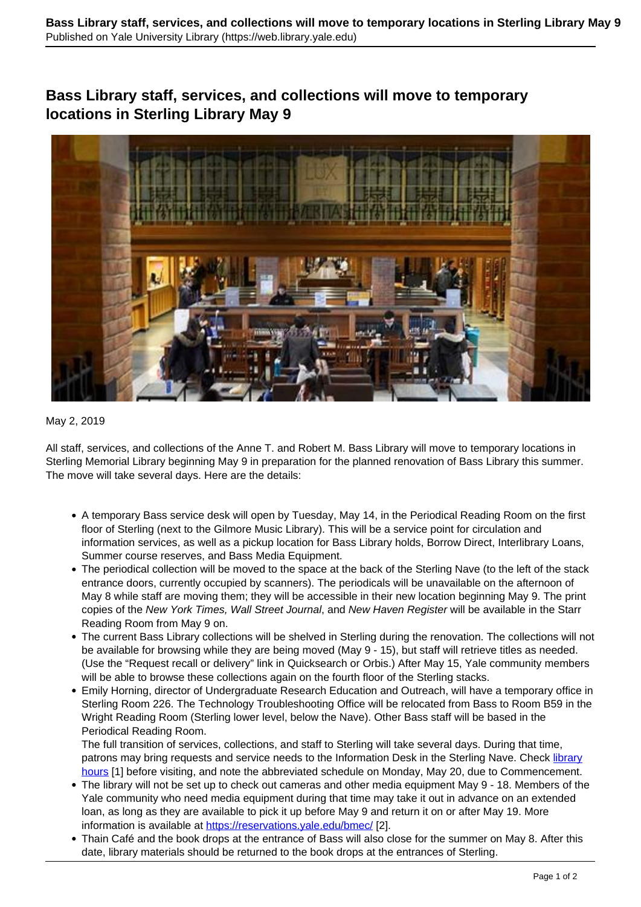# Bass Library staff, services, and collections will move to temporary locations in Sterling Library May 9

May 2, 2019

All staff, services, and collections of the Anne T. and Robert M. Bass Library will move to temporary locations in Sterling Memorial Library beginning May 9 in preparation for the planned renovation of Bass Library this summer. The move will take several days. Here are the details:

- A temporary Bass service desk will open by Tuesday, May 14, in the Periodical Reading Room on the first floor of Sterling (next to the Gilmore Music Library). This will be a service point for circulation and information services, as well as a pickup location for Bass Library holds, Borrow Direct, Interlibrary Loans, Summer course reserves, and Bass Media Equipment.
- The periodical collection will be moved to the space at the back of the Sterling Nave (to the left of the stack entrance doors, currently occupied by scanners). The periodicals will be unavailable on the afternoon of May 8 while staff are moving them; they will be accessible in their new location beginning May 9. The print copies of the *New York Times, Wall Street Journal*, and *New Haven Register* will be available in the Starr Reading Room from May 9 on.
- The current Bass Library collections will be shelved in Sterling during the renovation. The collections will not be available for browsing while they are being moved (May 9 - 15), but staff will retrieve titles as needed. (Use the "Request recall or delivery" link in Quicksearch or Orbis.) After May 15, Yale community members will be able to browse these collections again on the fourth floor of the Sterling stacks.
- Emily Horning, director of Undergraduate Research Education and Outreach, will have a temporary office in Sterling Room 226. The Technology Troubleshooting Office will be relocated from Bass to Room B59 in the Wright Reading Room (Sterling lower level, below the Nave). Other Bass staff will be based in the Periodical Reading Room.
  The full transition of services, collections, and staff to Sterling will take several days. During that time, patrons may bring requests and service needs to the Information Desk in the Sterling Nave. Check library hours [1] before visiting, and note the abbreviated schedule on Monday, May 20, due to Commencement.
- The library will not be set up to check out cameras and other media equipment May 9 - 18. Members of the Yale community who need media equipment during that time may take it out in advance on an extended loan, as long as they are available to pick it up before May 9 and return it on or after May 19. More information is available at https://reservations.yale.edu/bmec/ [2].
- Thain Café and the book drops at the entrance of Bass will also close for the summer on May 8. After this date, library materials should be returned to the book drops at the entrances of Sterling.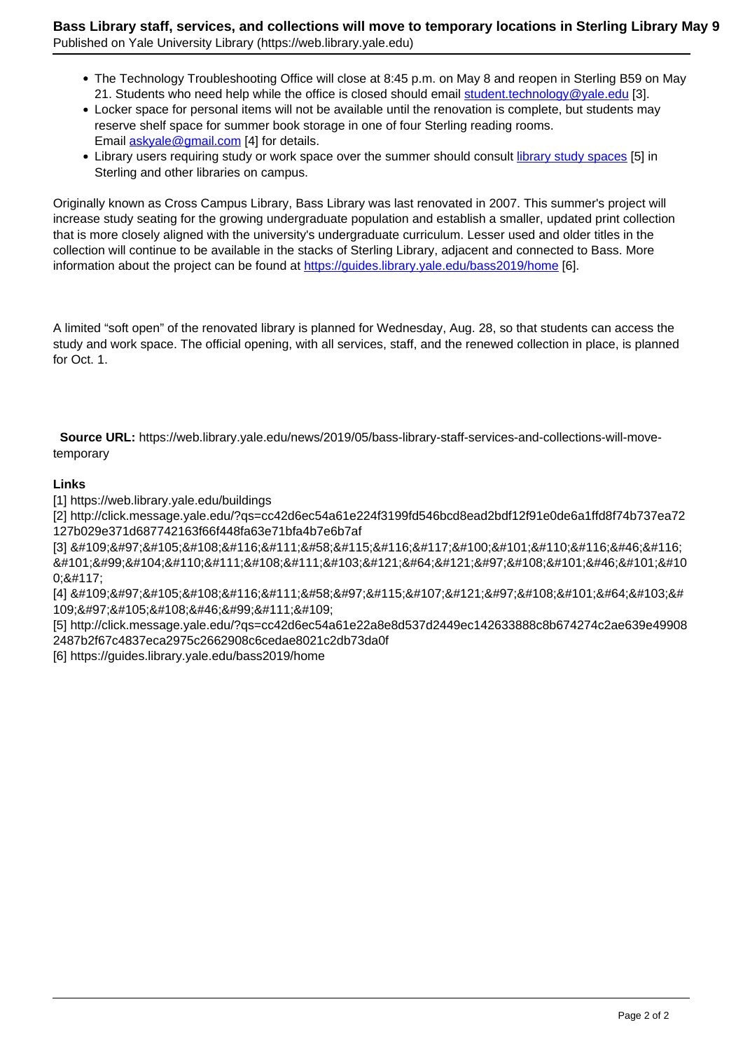- The Technology Troubleshooting Office will close at 8:45 p.m. on May 8 and reopen in Sterling B59 on May 21. Students who need help while the office is closed should email student.technology@yale.edu [3].
- Locker space for personal items will not be available until the renovation is complete, but students may reserve shelf space for summer book storage in one of four Sterling reading rooms. Email askyale@gmail.com [4] for details.
- Library users requiring study or work space over the summer should consult library study spaces [5] in Sterling and other libraries on campus.

Originally known as Cross Campus Library, Bass Library was last renovated in 2007. This summer's project will increase study seating for the growing undergraduate population and establish a smaller, updated print collection that is more closely aligned with the university's undergraduate curriculum. Lesser used and older titles in the collection will continue to be available in the stacks of Sterling Library, adjacent and connected to Bass. More information about the project can be found at https://guides.library.yale.edu/bass2019/home [6].

A limited “soft open” of the renovated library is planned for Wednesday, Aug. 28, so that students can access the study and work space. The official opening, with all services, staff, and the renewed collection in place, is planned for Oct. 1.

**Source URL:** https://web.library.yale.edu/news/2019/05/bass-library-staff-services-and-collections-will-move-temporary

**Links**

[1] https://web.library.yale.edu/buildings
[2] http://click.message.yale.edu/?qs=cc42d6ec54a61e224f3199fd546bcd8ead2bdf12f91e0de6a1ffd8f74b737ea72127b029e371d687742163f66f448fa63e71bfa4b7e6b7af
[3] &#109;&#97;&#105;&#108;&#116;&#111;&#58;&#115;&#116;&#117;&#100;&#101;&#110;&#116;&#46;&#116;&#101;&#99;&#104;&#110;&#111;&#108;&#111;&#103;&#121;&#64;&#121;&#97;&#108;&#101;&#46;&#101;&#100;&#117;
[4] &#109;&#97;&#105;&#108;&#116;&#111;&#58;&#97;&#115;&#107;&#121;&#97;&#108;&#101;&#64;&#103;&#109;&#97;&#105;&#108;&#46;&#99;&#111;&#109;
[5] http://click.message.yale.edu/?qs=cc42d6ec54a61e22a8e8d537d2449ec142633888c8b674274c2ae639e499082487b2f67c4837eca2975c2662908c6cedae8021c2db73da0f
[6] https://guides.library.yale.edu/bass2019/home